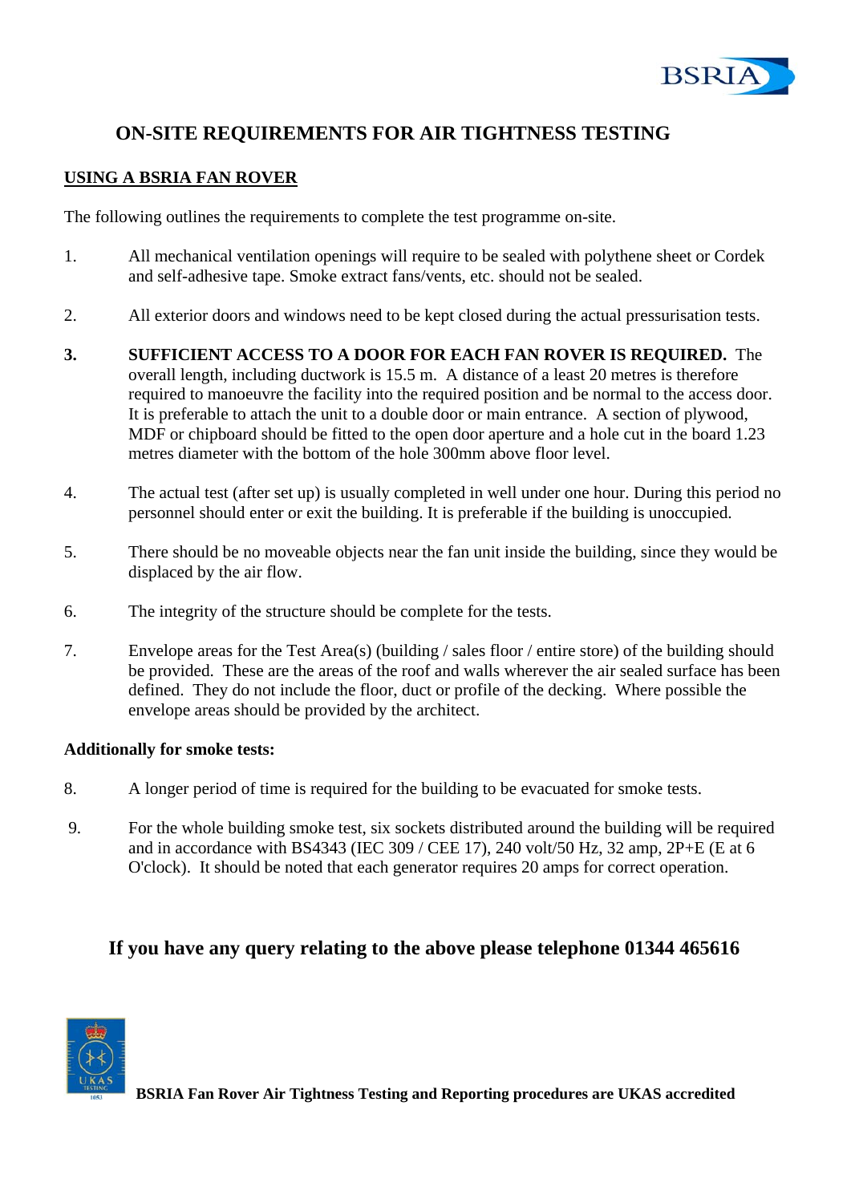# ON-SITE REQUIREMENTS FOR AIR TIGHTNESS TESTING

## USING A BSRIA FAN ROVER

The following outlines the requirements to complete the test programme on-site.

1. All mechanical ventilation openings will require to be sealed with polythene sheet or Cordek and self-adhesive tape. Smoke extract fans/vents, etc. should not be sealed.

2. All exterior doors and windows need to be kept closed during the actual pressurisation tests.

3. **SUFFICIENT ACCESS TO A DOOR FOR EACH FAN ROVER IS REQUIRED.** The overall length, including ductwork is 15.5 m. A distance of a least 20 metres is therefore required to manoeuvre the facility into the required position and be normal to the access door. It is preferable to attach the unit to a double door or main entrance. A section of plywood, MDF or chipboard should be fitted to the open door aperture and a hole cut in the board 1.23 metres diameter with the bottom of the hole 300mm above floor level.

4. The actual test (after set up) is usually completed in well under one hour. During this period no personnel should enter or exit the building. It is preferable if the building is unoccupied.

5. There should be no moveable objects near the fan unit inside the building, since they would be displaced by the air flow.

6. The integrity of the structure should be complete for the tests.

7. Envelope areas for the Test Area(s) (building / sales floor / entire store) of the building should be provided. These are the areas of the roof and walls wherever the air sealed surface has been defined. They do not include the floor, duct or profile of the decking. Where possible the envelope areas should be provided by the architect.

**Additionally for smoke tests:**

8. A longer period of time is required for the building to be evacuated for smoke tests.

9. For the whole building smoke test, six sockets distributed around the building will be required and in accordance with BS4343 (IEC 309 / CEE 17), 240 volt/50 Hz, 32 amp, 2P+E (E at 6 O'clock). It should be noted that each generator requires 20 amps for correct operation.

**If you have any query relating to the above please telephone 01344 465616**

**BSRIA Fan Rover Air Tightness Testing and Reporting procedures are UKAS accredited**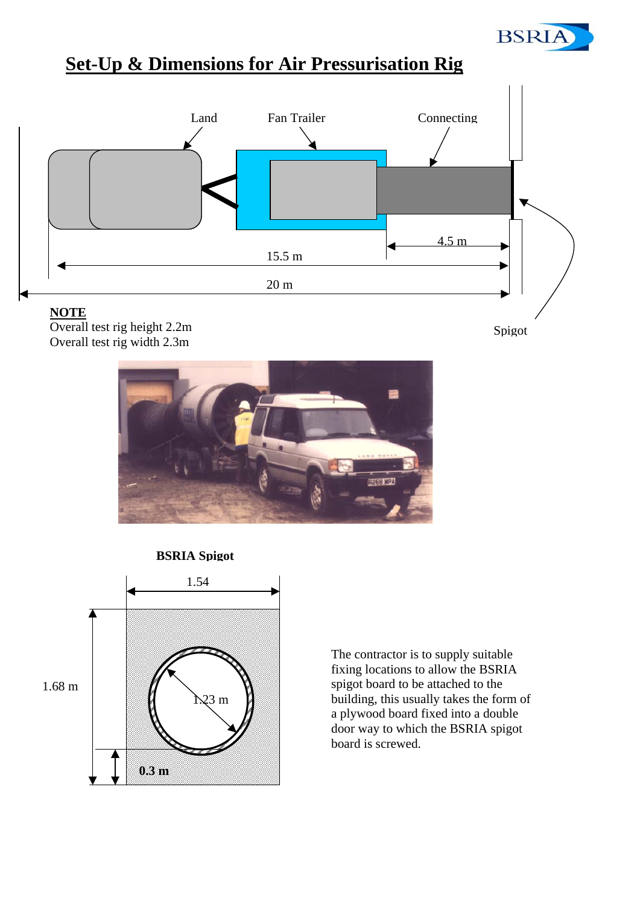# Set-Up & Dimensions for Air Pressurisation Rig

Land

Fan Trailer

Connecting

4.5 m

15.5 m

20 m

Spigot

**NOTE**
Overall test rig height 2.2m
Overall test rig width 2.3m

**BSRIA Spigot**

1.54

1.68 m

1.23 m

**0.3 m**

The contractor is to supply suitable fixing locations to allow the BSRIA spigot board to be attached to the building, this usually takes the form of a plywood board fixed into a double door way to which the BSRIA spigot board is screwed.